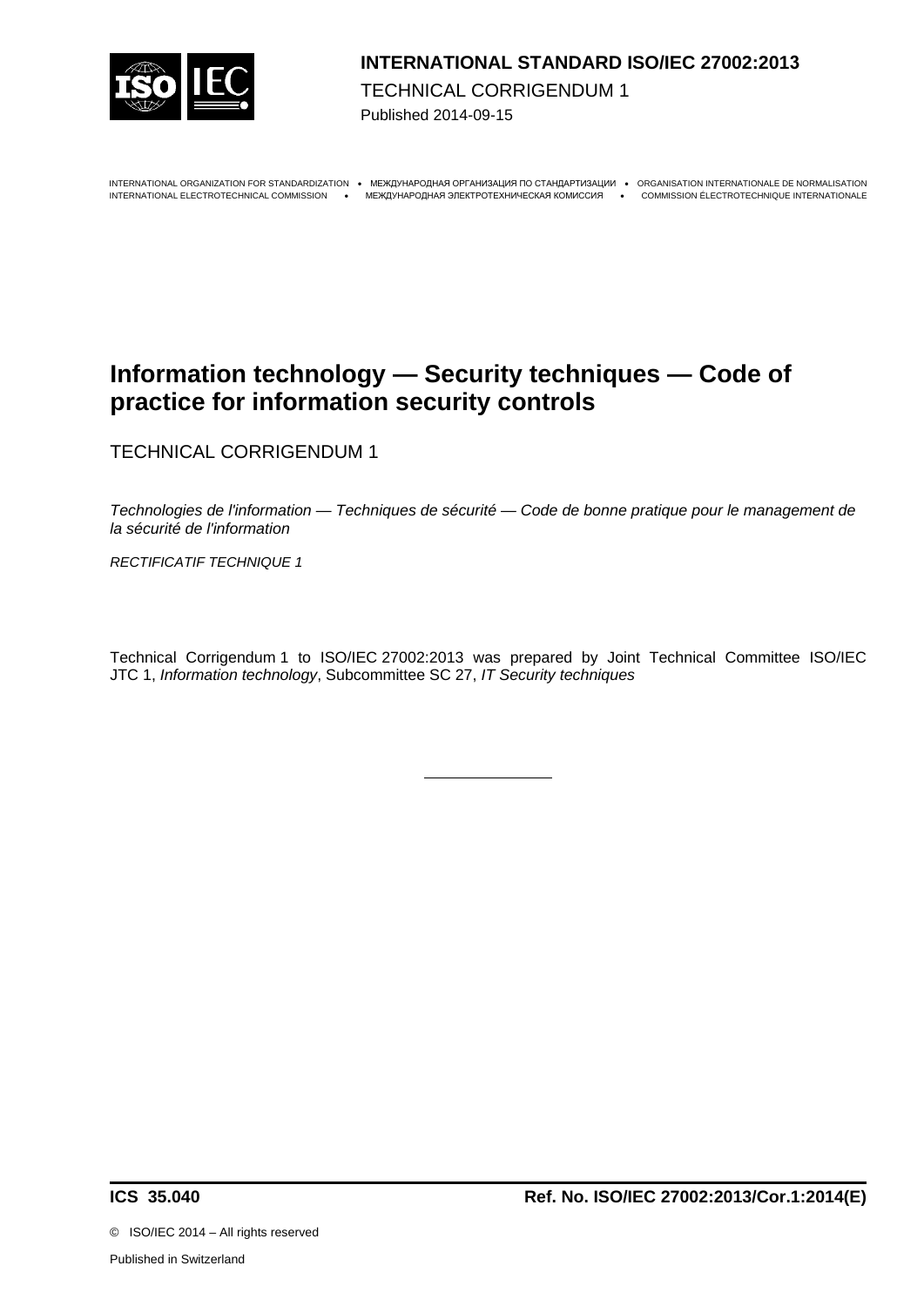**INTERNATIONAL STANDARD ISO/IEC 27002:2013**

TECHNICAL CORRIGENDUM 1

Published 2014-09-15

INTERNATIONAL ORGANIZATION FOR STANDARDIZATION • МЕЖДУНАРОДНАЯ ОРГАНИЗАЦИЯ ПО СТАНДАРТИЗАЦИИ • ORGANISATION INTERNATIONALE DE NORMALISATION
INTERNATIONAL ELECTROTECHNICAL COMMISSION • МЕЖДУНАРОДНАЯ ЭЛЕКТРОТЕХНИЧЕСКАЯ КОМИССИЯ • COMMISSION ÉLECTROTECHNIQUE INTERNATIONALE

# Information technology — Security techniques — Code of practice for information security controls

TECHNICAL CORRIGENDUM 1

*Technologies de l'information — Techniques de sécurité — Code de bonne pratique pour le management de la sécurité de l'information*

*RECTIFICATIF TECHNIQUE 1*

Technical Corrigendum 1 to ISO/IEC 27002:2013 was prepared by Joint Technical Committee ISO/IEC JTC 1, *Information technology*, Subcommittee SC 27, *IT Security techniques*

---

**ICS 35.040** **Ref. No. ISO/IEC 27002:2013/Cor.1:2014(E)**

© ISO/IEC 2014 – All rights reserved

Published in Switzerland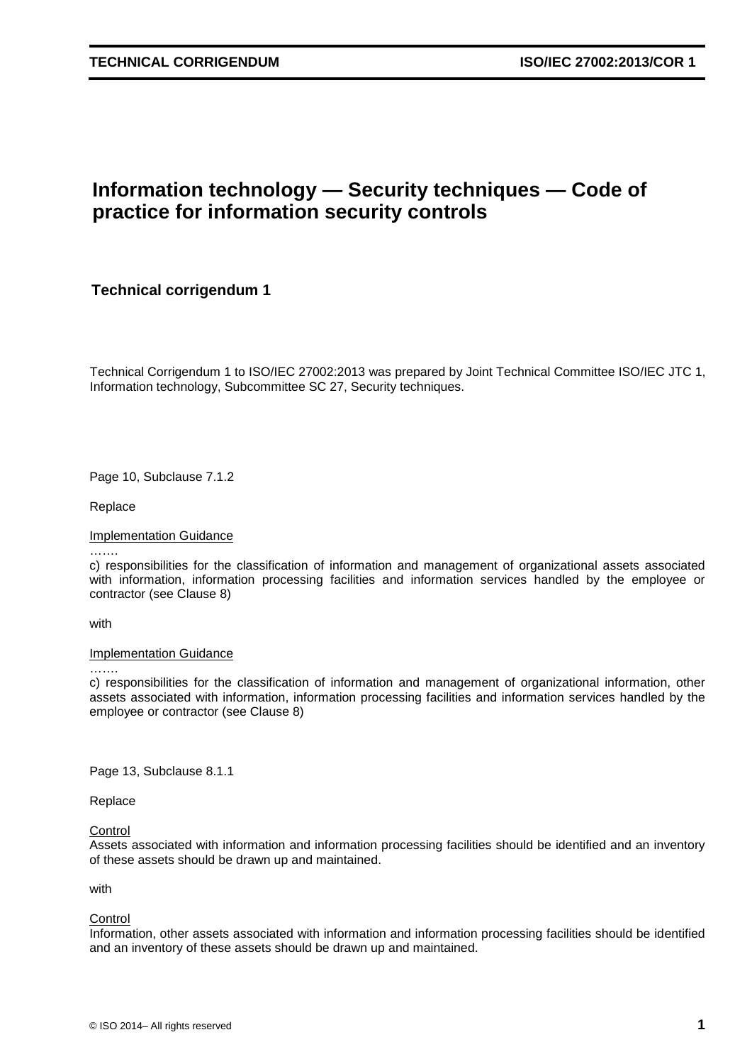**TECHNICAL CORRIGENDUM** **ISO/IEC 27002:2013/COR 1**

# Information technology — Security techniques — Code of practice for information security controls

## Technical corrigendum 1

Technical Corrigendum 1 to ISO/IEC 27002:2013 was prepared by Joint Technical Committee ISO/IEC JTC 1, Information technology, Subcommittee SC 27, Security techniques.

Page 10, Subclause 7.1.2

Replace

Implementation Guidance

…….

c) responsibilities for the classification of information and management of organizational assets associated with information, information processing facilities and information services handled by the employee or contractor (see Clause 8)

with

Implementation Guidance

…….

c) responsibilities for the classification of information and management of organizational information, other assets associated with information, information processing facilities and information services handled by the employee or contractor (see Clause 8)

Page 13, Subclause 8.1.1

Replace

Control

Assets associated with information and information processing facilities should be identified and an inventory of these assets should be drawn up and maintained.

with

Control

Information, other assets associated with information and information processing facilities should be identified and an inventory of these assets should be drawn up and maintained.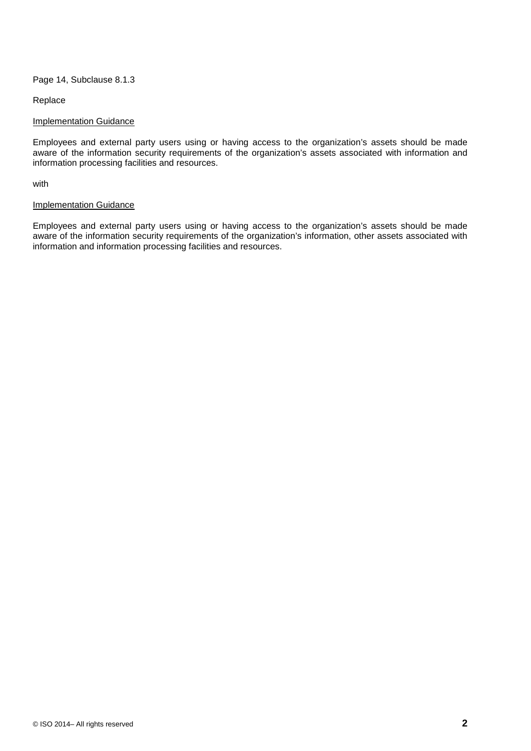Page 14, Subclause 8.1.3

Replace

Implementation Guidance

Employees and external party users using or having access to the organization’s assets should be made aware of the information security requirements of the organization’s assets associated with information and information processing facilities and resources.

with

Implementation Guidance

Employees and external party users using or having access to the organization’s assets should be made aware of the information security requirements of the organization’s information, other assets associated with information and information processing facilities and resources.